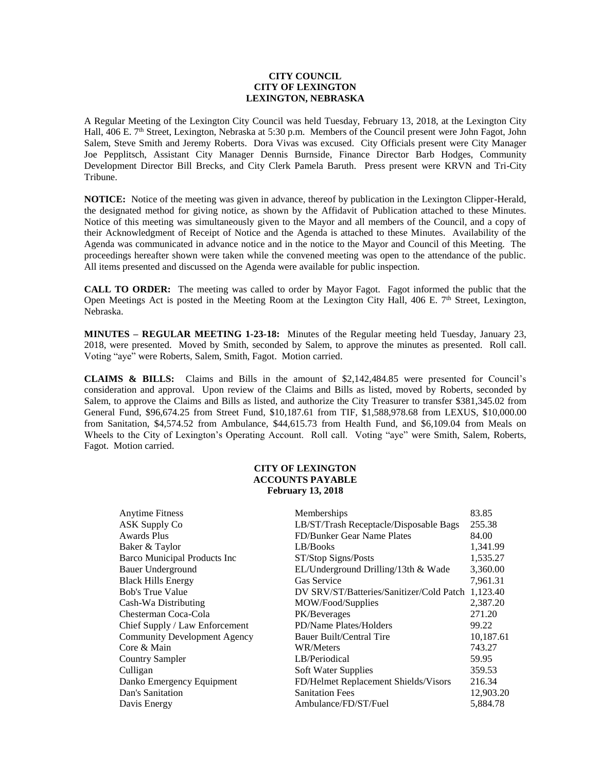**CITY COUNCIL**
**CITY OF LEXINGTON**
**LEXINGTON, NEBRASKA**

A Regular Meeting of the Lexington City Council was held Tuesday, February 13, 2018, at the Lexington City Hall, 406 E. 7th Street, Lexington, Nebraska at 5:30 p.m. Members of the Council present were John Fagot, John Salem, Steve Smith and Jeremy Roberts. Dora Vivas was excused. City Officials present were City Manager Joe Pepplitsch, Assistant City Manager Dennis Burnside, Finance Director Barb Hodges, Community Development Director Bill Brecks, and City Clerk Pamela Baruth. Press present were KRVN and Tri-City Tribune.

**NOTICE:** Notice of the meeting was given in advance, thereof by publication in the Lexington Clipper-Herald, the designated method for giving notice, as shown by the Affidavit of Publication attached to these Minutes. Notice of this meeting was simultaneously given to the Mayor and all members of the Council, and a copy of their Acknowledgment of Receipt of Notice and the Agenda is attached to these Minutes. Availability of the Agenda was communicated in advance notice and in the notice to the Mayor and Council of this Meeting. The proceedings hereafter shown were taken while the convened meeting was open to the attendance of the public. All items presented and discussed on the Agenda were available for public inspection.

**CALL TO ORDER:** The meeting was called to order by Mayor Fagot. Fagot informed the public that the Open Meetings Act is posted in the Meeting Room at the Lexington City Hall, 406 E. 7th Street, Lexington, Nebraska.

**MINUTES – REGULAR MEETING 1-23-18:** Minutes of the Regular meeting held Tuesday, January 23, 2018, were presented. Moved by Smith, seconded by Salem, to approve the minutes as presented. Roll call. Voting "aye" were Roberts, Salem, Smith, Fagot. Motion carried.

**CLAIMS & BILLS:** Claims and Bills in the amount of $2,142,484.85 were presented for Council's consideration and approval. Upon review of the Claims and Bills as listed, moved by Roberts, seconded by Salem, to approve the Claims and Bills as listed, and authorize the City Treasurer to transfer $381,345.02 from General Fund, $96,674.25 from Street Fund, $10,187.61 from TIF, $1,588,978.68 from LEXUS, $10,000.00 from Sanitation, $4,574.52 from Ambulance, $44,615.73 from Health Fund, and $6,109.04 from Meals on Wheels to the City of Lexington's Operating Account. Roll call. Voting "aye" were Smith, Salem, Roberts, Fagot. Motion carried.

**CITY OF LEXINGTON**
**ACCOUNTS PAYABLE**
**February 13, 2018**

| | | |
|---|---|---|
| Anytime Fitness | Memberships | 83.85 |
| ASK Supply Co | LB/ST/Trash Receptacle/Disposable Bags | 255.38 |
| Awards Plus | FD/Bunker Gear Name Plates | 84.00 |
| Baker & Taylor | LB/Books | 1,341.99 |
| Barco Municipal Products Inc | ST/Stop Signs/Posts | 1,535.27 |
| Bauer Underground | EL/Underground Drilling/13th & Wade | 3,360.00 |
| Black Hills Energy | Gas Service | 7,961.31 |
| Bob's True Value | DV SRV/ST/Batteries/Sanitizer/Cold Patch | 1,123.40 |
| Cash-Wa Distributing | MOW/Food/Supplies | 2,387.20 |
| Chesterman Coca-Cola | PK/Beverages | 271.20 |
| Chief Supply / Law Enforcement | PD/Name Plates/Holders | 99.22 |
| Community Development Agency | Bauer Built/Central Tire | 10,187.61 |
| Core & Main | WR/Meters | 743.27 |
| Country Sampler | LB/Periodical | 59.95 |
| Culligan | Soft Water Supplies | 359.53 |
| Danko Emergency Equipment | FD/Helmet Replacement Shields/Visors | 216.34 |
| Dan's Sanitation | Sanitation Fees | 12,903.20 |
| Davis Energy | Ambulance/FD/ST/Fuel | 5,884.78 |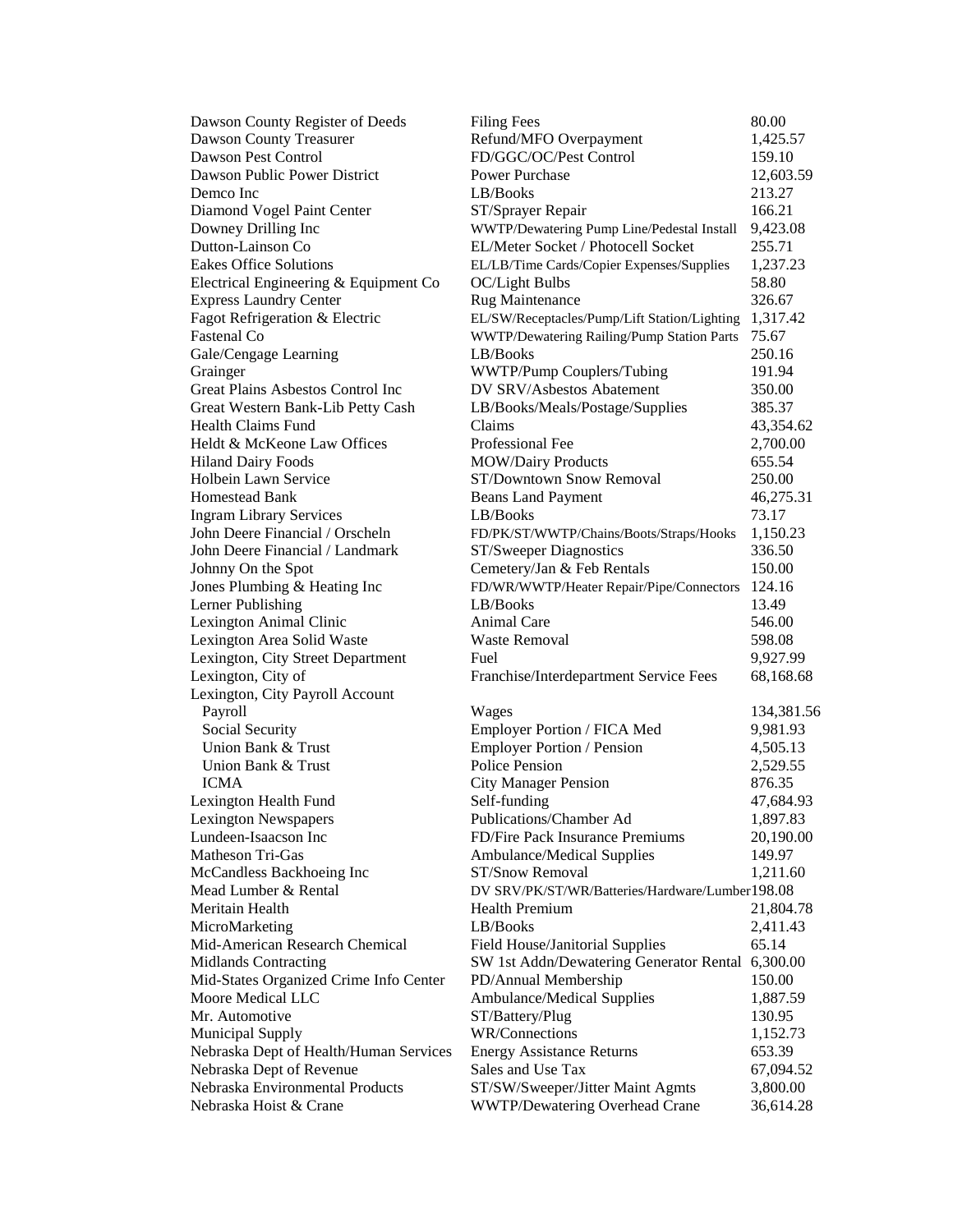| | | |
|---|---|---|
| Dawson County Register of Deeds | Filing Fees | 80.00 |
| Dawson County Treasurer | Refund/MFO Overpayment | 1,425.57 |
| Dawson Pest Control | FD/GGC/OC/Pest Control | 159.10 |
| Dawson Public Power District | Power Purchase | 12,603.59 |
| Demco Inc | LB/Books | 213.27 |
| Diamond Vogel Paint Center | ST/Sprayer Repair | 166.21 |
| Downey Drilling Inc | WWTP/Dewatering Pump Line/Pedestal Install | 9,423.08 |
| Dutton-Lainson Co | EL/Meter Socket / Photocell Socket | 255.71 |
| Eakes Office Solutions | EL/LB/Time Cards/Copier Expenses/Supplies | 1,237.23 |
| Electrical Engineering & Equipment Co | OC/Light Bulbs | 58.80 |
| Express Laundry Center | Rug Maintenance | 326.67 |
| Fagot Refrigeration & Electric | EL/SW/Receptacles/Pump/Lift Station/Lighting | 1,317.42 |
| Fastenal Co | WWTP/Dewatering Railing/Pump Station Parts | 75.67 |
| Gale/Cengage Learning | LB/Books | 250.16 |
| Grainger | WWTP/Pump Couplers/Tubing | 191.94 |
| Great Plains Asbestos Control Inc | DV SRV/Asbestos Abatement | 350.00 |
| Great Western Bank-Lib Petty Cash | LB/Books/Meals/Postage/Supplies | 385.37 |
| Health Claims Fund | Claims | 43,354.62 |
| Heldt & McKeone Law Offices | Professional Fee | 2,700.00 |
| Hiland Dairy Foods | MOW/Dairy Products | 655.54 |
| Holbein Lawn Service | ST/Downtown Snow Removal | 250.00 |
| Homestead Bank | Beans Land Payment | 46,275.31 |
| Ingram Library Services | LB/Books | 73.17 |
| John Deere Financial / Orscheln | FD/PK/ST/WWTP/Chains/Boots/Straps/Hooks | 1,150.23 |
| John Deere Financial / Landmark | ST/Sweeper Diagnostics | 336.50 |
| Johnny On the Spot | Cemetery/Jan & Feb Rentals | 150.00 |
| Jones Plumbing & Heating Inc | FD/WR/WWTP/Heater Repair/Pipe/Connectors | 124.16 |
| Lerner Publishing | LB/Books | 13.49 |
| Lexington Animal Clinic | Animal Care | 546.00 |
| Lexington Area Solid Waste | Waste Removal | 598.08 |
| Lexington, City Street Department | Fuel | 9,927.99 |
| Lexington, City of | Franchise/Interdepartment Service Fees | 68,168.68 |
| Lexington, City Payroll Account | | |
| Payroll | Wages | 134,381.56 |
| Social Security | Employer Portion / FICA Med | 9,981.93 |
| Union Bank & Trust | Employer Portion / Pension | 4,505.13 |
| Union Bank & Trust | Police Pension | 2,529.55 |
| ICMA | City Manager Pension | 876.35 |
| Lexington Health Fund | Self-funding | 47,684.93 |
| Lexington Newspapers | Publications/Chamber Ad | 1,897.83 |
| Lundeen-Isaacson Inc | FD/Fire Pack Insurance Premiums | 20,190.00 |
| Matheson Tri-Gas | Ambulance/Medical Supplies | 149.97 |
| McCandless Backhoeing Inc | ST/Snow Removal | 1,211.60 |
| Mead Lumber & Rental | DV SRV/PK/ST/WR/Batteries/Hardware/Lumber | 198.08 |
| Meritain Health | Health Premium | 21,804.78 |
| MicroMarketing | LB/Books | 2,411.43 |
| Mid-American Research Chemical | Field House/Janitorial Supplies | 65.14 |
| Midlands Contracting | SW 1st Addn/Dewatering Generator Rental | 6,300.00 |
| Mid-States Organized Crime Info Center | PD/Annual Membership | 150.00 |
| Moore Medical LLC | Ambulance/Medical Supplies | 1,887.59 |
| Mr. Automotive | ST/Battery/Plug | 130.95 |
| Municipal Supply | WR/Connections | 1,152.73 |
| Nebraska Dept of Health/Human Services | Energy Assistance Returns | 653.39 |
| Nebraska Dept of Revenue | Sales and Use Tax | 67,094.52 |
| Nebraska Environmental Products | ST/SW/Sweeper/Jitter Maint Agmts | 3,800.00 |
| Nebraska Hoist & Crane | WWTP/Dewatering Overhead Crane | 36,614.28 |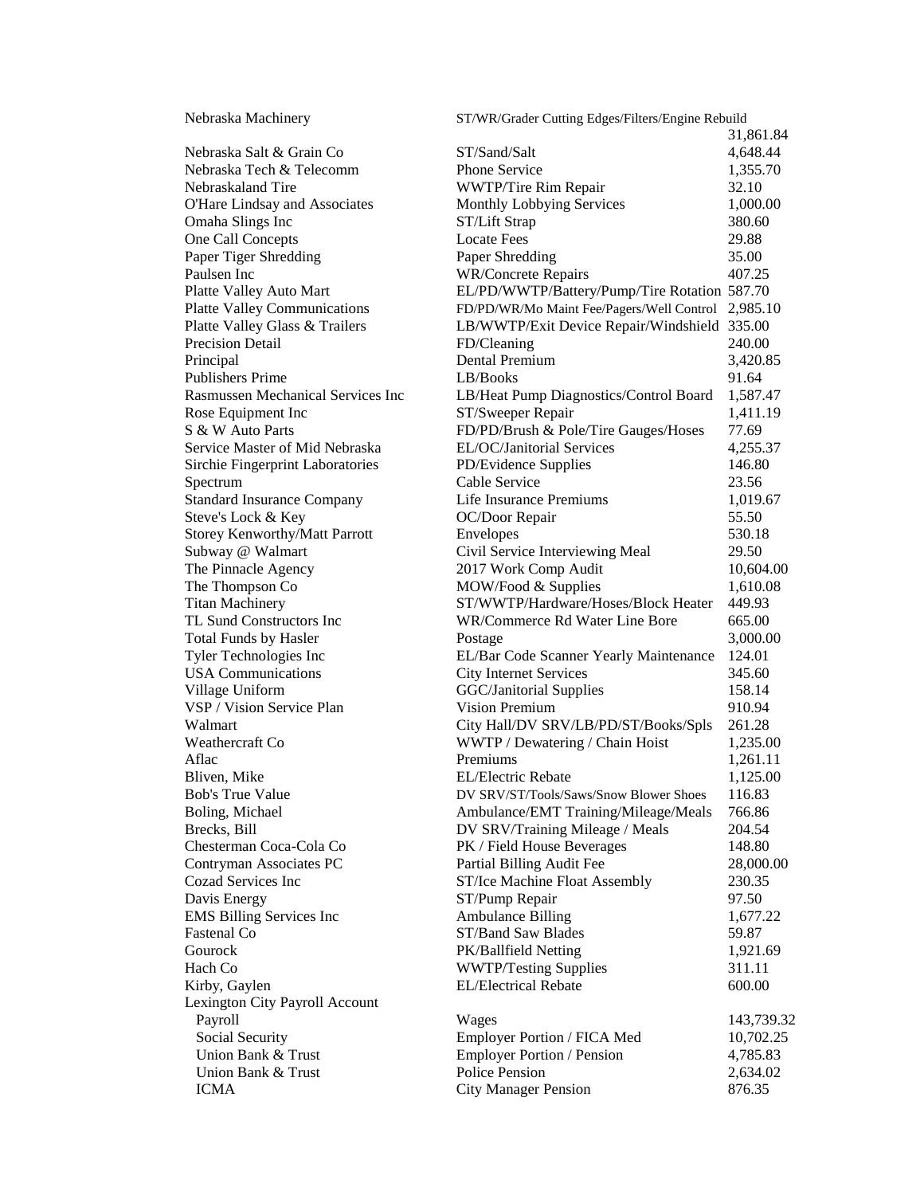| | | |
|---|---|---|
| Nebraska Machinery | ST/WR/Grader Cutting Edges/Filters/Engine Rebuild | 31,861.84 |
| Nebraska Salt & Grain Co | ST/Sand/Salt | 4,648.44 |
| Nebraska Tech & Telecomm | Phone Service | 1,355.70 |
| Nebraskaland Tire | WWTP/Tire Rim Repair | 32.10 |
| O'Hare Lindsay and Associates | Monthly Lobbying Services | 1,000.00 |
| Omaha Slings Inc | ST/Lift Strap | 380.60 |
| One Call Concepts | Locate Fees | 29.88 |
| Paper Tiger Shredding | Paper Shredding | 35.00 |
| Paulsen Inc | WR/Concrete Repairs | 407.25 |
| Platte Valley Auto Mart | EL/PD/WWTP/Battery/Pump/Tire Rotation | 587.70 |
| Platte Valley Communications | FD/PD/WR/Mo Maint Fee/Pagers/Well Control | 2,985.10 |
| Platte Valley Glass & Trailers | LB/WWTP/Exit Device Repair/Windshield | 335.00 |
| Precision Detail | FD/Cleaning | 240.00 |
| Principal | Dental Premium | 3,420.85 |
| Publishers Prime | LB/Books | 91.64 |
| Rasmussen Mechanical Services Inc | LB/Heat Pump Diagnostics/Control Board | 1,587.47 |
| Rose Equipment Inc | ST/Sweeper Repair | 1,411.19 |
| S & W Auto Parts | FD/PD/Brush & Pole/Tire Gauges/Hoses | 77.69 |
| Service Master of Mid Nebraska | EL/OC/Janitorial Services | 4,255.37 |
| Sirchie Fingerprint Laboratories | PD/Evidence Supplies | 146.80 |
| Spectrum | Cable Service | 23.56 |
| Standard Insurance Company | Life Insurance Premiums | 1,019.67 |
| Steve's Lock & Key | OC/Door Repair | 55.50 |
| Storey Kenworthy/Matt Parrott | Envelopes | 530.18 |
| Subway @ Walmart | Civil Service Interviewing Meal | 29.50 |
| The Pinnacle Agency | 2017 Work Comp Audit | 10,604.00 |
| The Thompson Co | MOW/Food & Supplies | 1,610.08 |
| Titan Machinery | ST/WWTP/Hardware/Hoses/Block Heater | 449.93 |
| TL Sund Constructors Inc | WR/Commerce Rd Water Line Bore | 665.00 |
| Total Funds by Hasler | Postage | 3,000.00 |
| Tyler Technologies Inc | EL/Bar Code Scanner Yearly Maintenance | 124.01 |
| USA Communications | City Internet Services | 345.60 |
| Village Uniform | GGC/Janitorial Supplies | 158.14 |
| VSP / Vision Service Plan | Vision Premium | 910.94 |
| Walmart | City Hall/DV SRV/LB/PD/ST/Books/Spls | 261.28 |
| Weathercraft Co | WWTP / Dewatering / Chain Hoist | 1,235.00 |
| Aflac | Premiums | 1,261.11 |
| Bliven, Mike | EL/Electric Rebate | 1,125.00 |
| Bob's True Value | DV SRV/ST/Tools/Saws/Snow Blower Shoes | 116.83 |
| Boling, Michael | Ambulance/EMT Training/Mileage/Meals | 766.86 |
| Brecks, Bill | DV SRV/Training Mileage / Meals | 204.54 |
| Chesterman Coca-Cola Co | PK / Field House Beverages | 148.80 |
| Contryman Associates PC | Partial Billing Audit Fee | 28,000.00 |
| Cozad Services Inc | ST/Ice Machine Float Assembly | 230.35 |
| Davis Energy | ST/Pump Repair | 97.50 |
| EMS Billing Services Inc | Ambulance Billing | 1,677.22 |
| Fastenal Co | ST/Band Saw Blades | 59.87 |
| Gourock | PK/Ballfield Netting | 1,921.69 |
| Hach Co | WWTP/Testing Supplies | 311.11 |
| Kirby, Gaylen | EL/Electrical Rebate | 600.00 |
| Lexington City Payroll Account | | |
| Payroll | Wages | 143,739.32 |
| Social Security | Employer Portion / FICA Med | 10,702.25 |
| Union Bank & Trust | Employer Portion / Pension | 4,785.83 |
| Union Bank & Trust | Police Pension | 2,634.02 |
| ICMA | City Manager Pension | 876.35 |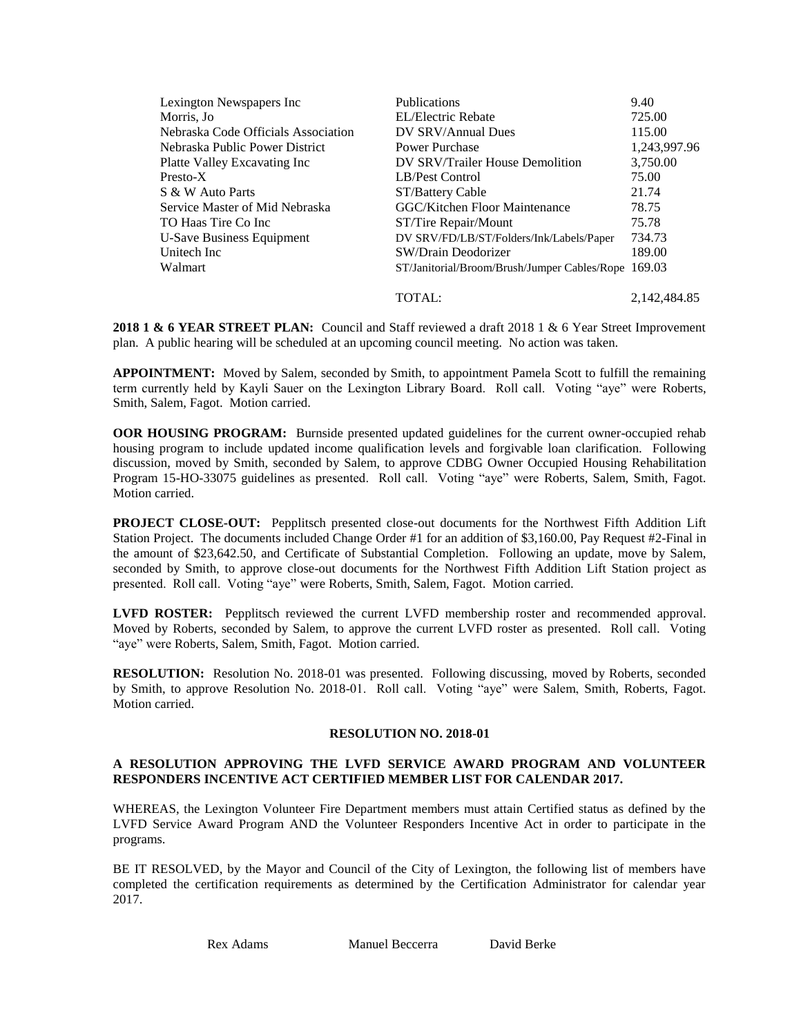| | | |
|---|---|---|
| Lexington Newspapers Inc | Publications | 9.40 |
| Morris, Jo | EL/Electric Rebate | 725.00 |
| Nebraska Code Officials Association | DV SRV/Annual Dues | 115.00 |
| Nebraska Public Power District | Power Purchase | 1,243,997.96 |
| Platte Valley Excavating Inc | DV SRV/Trailer House Demolition | 3,750.00 |
| Presto-X | LB/Pest Control | 75.00 |
| S & W Auto Parts | ST/Battery Cable | 21.74 |
| Service Master of Mid Nebraska | GGC/Kitchen Floor Maintenance | 78.75 |
| TO Haas Tire Co Inc | ST/Tire Repair/Mount | 75.78 |
| U-Save Business Equipment | DV SRV/FD/LB/ST/Folders/Ink/Labels/Paper | 734.73 |
| Unitech Inc | SW/Drain Deodorizer | 189.00 |
| Walmart | ST/Janitorial/Broom/Brush/Jumper Cables/Rope | 169.03 |
| | TOTAL: | 2,142,484.85 |

**2018 1 & 6 YEAR STREET PLAN:** Council and Staff reviewed a draft 2018 1 & 6 Year Street Improvement plan. A public hearing will be scheduled at an upcoming council meeting. No action was taken.

**APPOINTMENT:** Moved by Salem, seconded by Smith, to appointment Pamela Scott to fulfill the remaining term currently held by Kayli Sauer on the Lexington Library Board. Roll call. Voting "aye" were Roberts, Smith, Salem, Fagot. Motion carried.

**OOR HOUSING PROGRAM:** Burnside presented updated guidelines for the current owner-occupied rehab housing program to include updated income qualification levels and forgivable loan clarification. Following discussion, moved by Smith, seconded by Salem, to approve CDBG Owner Occupied Housing Rehabilitation Program 15-HO-33075 guidelines as presented. Roll call. Voting "aye" were Roberts, Salem, Smith, Fagot. Motion carried.

**PROJECT CLOSE-OUT:** Pepplitsch presented close-out documents for the Northwest Fifth Addition Lift Station Project. The documents included Change Order #1 for an addition of $3,160.00, Pay Request #2-Final in the amount of $23,642.50, and Certificate of Substantial Completion. Following an update, move by Salem, seconded by Smith, to approve close-out documents for the Northwest Fifth Addition Lift Station project as presented. Roll call. Voting "aye" were Roberts, Smith, Salem, Fagot. Motion carried.

**LVFD ROSTER:** Pepplitsch reviewed the current LVFD membership roster and recommended approval. Moved by Roberts, seconded by Salem, to approve the current LVFD roster as presented. Roll call. Voting "aye" were Roberts, Salem, Smith, Fagot. Motion carried.

**RESOLUTION:** Resolution No. 2018-01 was presented. Following discussing, moved by Roberts, seconded by Smith, to approve Resolution No. 2018-01. Roll call. Voting "aye" were Salem, Smith, Roberts, Fagot. Motion carried.

**RESOLUTION NO. 2018-01**

**A RESOLUTION APPROVING THE LVFD SERVICE AWARD PROGRAM AND VOLUNTEER RESPONDERS INCENTIVE ACT CERTIFIED MEMBER LIST FOR CALENDAR 2017.**

WHEREAS, the Lexington Volunteer Fire Department members must attain Certified status as defined by the LVFD Service Award Program AND the Volunteer Responders Incentive Act in order to participate in the programs.

BE IT RESOLVED, by the Mayor and Council of the City of Lexington, the following list of members have completed the certification requirements as determined by the Certification Administrator for calendar year 2017.

Rex Adams　　Manuel Beccerra　　David Berke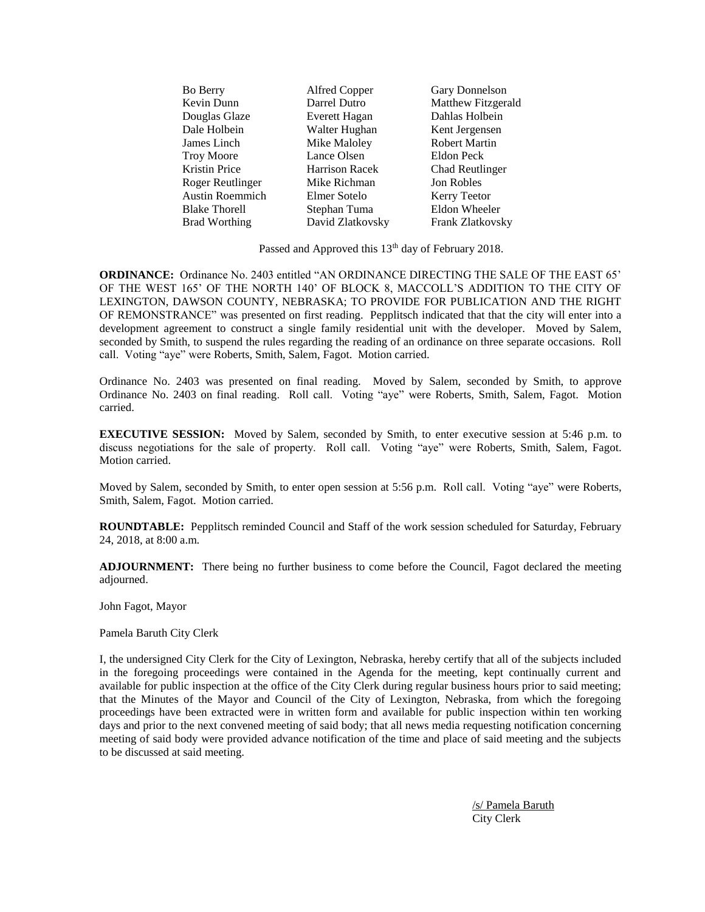| | | |
|---|---|---|
| Bo Berry | Alfred Copper | Gary Donnelson |
| Kevin Dunn | Darrel Dutro | Matthew Fitzgerald |
| Douglas Glaze | Everett Hagan | Dahlas Holbein |
| Dale Holbein | Walter Hughan | Kent Jergensen |
| James Linch | Mike Maloley | Robert Martin |
| Troy Moore | Lance Olsen | Eldon Peck |
| Kristin Price | Harrison Racek | Chad Reutlinger |
| Roger Reutlinger | Mike Richman | Jon Robles |
| Austin Roemmich | Elmer Sotelo | Kerry Teetor |
| Blake Thorell | Stephan Tuma | Eldon Wheeler |
| Brad Worthing | David Zlatkovsky | Frank Zlatkovsky |

Passed and Approved this 13th day of February 2018.

**ORDINANCE:** Ordinance No. 2403 entitled "AN ORDINANCE DIRECTING THE SALE OF THE EAST 65' OF THE WEST 165' OF THE NORTH 140' OF BLOCK 8, MACCOLL'S ADDITION TO THE CITY OF LEXINGTON, DAWSON COUNTY, NEBRASKA; TO PROVIDE FOR PUBLICATION AND THE RIGHT OF REMONSTRANCE" was presented on first reading. Pepplitsch indicated that that the city will enter into a development agreement to construct a single family residential unit with the developer. Moved by Salem, seconded by Smith, to suspend the rules regarding the reading of an ordinance on three separate occasions. Roll call. Voting "aye" were Roberts, Smith, Salem, Fagot. Motion carried.

Ordinance No. 2403 was presented on final reading. Moved by Salem, seconded by Smith, to approve Ordinance No. 2403 on final reading. Roll call. Voting "aye" were Roberts, Smith, Salem, Fagot. Motion carried.

**EXECUTIVE SESSION:** Moved by Salem, seconded by Smith, to enter executive session at 5:46 p.m. to discuss negotiations for the sale of property. Roll call. Voting "aye" were Roberts, Smith, Salem, Fagot. Motion carried.

Moved by Salem, seconded by Smith, to enter open session at 5:56 p.m. Roll call. Voting "aye" were Roberts, Smith, Salem, Fagot. Motion carried.

**ROUNDTABLE:** Pepplitsch reminded Council and Staff of the work session scheduled for Saturday, February 24, 2018, at 8:00 a.m.

**ADJOURNMENT:** There being no further business to come before the Council, Fagot declared the meeting adjourned.

John Fagot, Mayor

Pamela Baruth City Clerk

I, the undersigned City Clerk for the City of Lexington, Nebraska, hereby certify that all of the subjects included in the foregoing proceedings were contained in the Agenda for the meeting, kept continually current and available for public inspection at the office of the City Clerk during regular business hours prior to said meeting; that the Minutes of the Mayor and Council of the City of Lexington, Nebraska, from which the foregoing proceedings have been extracted were in written form and available for public inspection within ten working days and prior to the next convened meeting of said body; that all news media requesting notification concerning meeting of said body were provided advance notification of the time and place of said meeting and the subjects to be discussed at said meeting.

/s/ Pamela Baruth
City Clerk